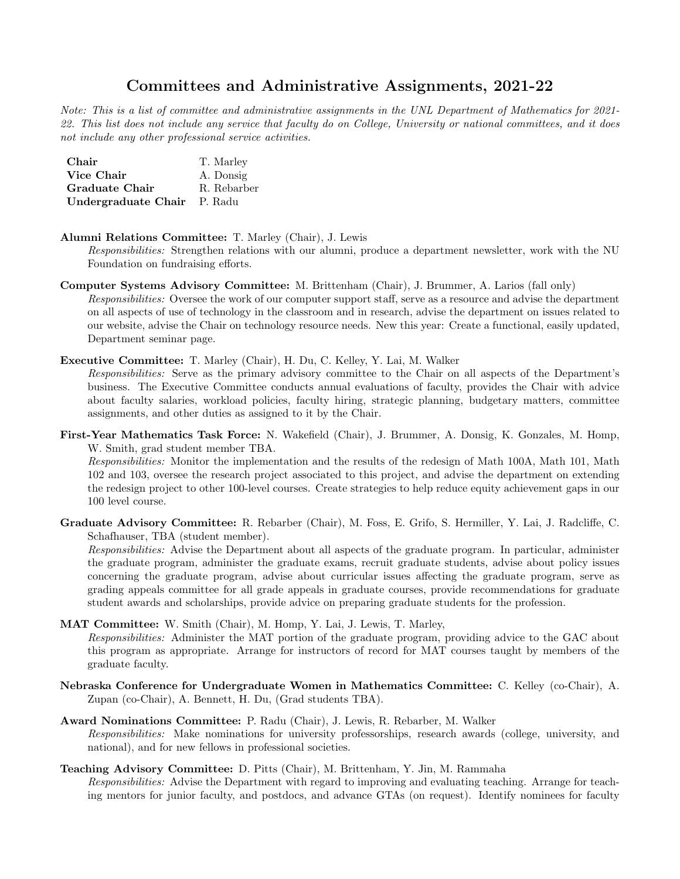# Committees and Administrative Assignments, 2021-22

*Note: This is a list of committee and administrative assignments in the UNL Department of Mathematics for 2021-22. This list does not include any service that faculty do on College, University or national committees, and it does not include any other professional service activities.*

| | |
|---|---|
| **Chair** | T. Marley |
| **Vice Chair** | A. Donsig |
| **Graduate Chair** | R. Rebarber |
| **Undergraduate Chair** | P. Radu |

**Alumni Relations Committee:** T. Marley (Chair), J. Lewis
*Responsibilities:* Strengthen relations with our alumni, produce a department newsletter, work with the NU Foundation on fundraising efforts.

**Computer Systems Advisory Committee:** M. Brittenham (Chair), J. Brummer, A. Larios (fall only)
*Responsibilities:* Oversee the work of our computer support staff, serve as a resource and advise the department on all aspects of use of technology in the classroom and in research, advise the department on issues related to our website, advise the Chair on technology resource needs. New this year: Create a functional, easily updated, Department seminar page.

**Executive Committee:** T. Marley (Chair), H. Du, C. Kelley, Y. Lai, M. Walker
*Responsibilities:* Serve as the primary advisory committee to the Chair on all aspects of the Department's business. The Executive Committee conducts annual evaluations of faculty, provides the Chair with advice about faculty salaries, workload policies, faculty hiring, strategic planning, budgetary matters, committee assignments, and other duties as assigned to it by the Chair.

**First-Year Mathematics Task Force:** N. Wakefield (Chair), J. Brummer, A. Donsig, K. Gonzales, M. Homp, W. Smith, grad student member TBA.
*Responsibilities:* Monitor the implementation and the results of the redesign of Math 100A, Math 101, Math 102 and 103, oversee the research project associated to this project, and advise the department on extending the redesign project to other 100-level courses. Create strategies to help reduce equity achievement gaps in our 100 level course.

**Graduate Advisory Committee:** R. Rebarber (Chair), M. Foss, E. Grifo, S. Hermiller, Y. Lai, J. Radcliffe, C. Schafhauser, TBA (student member).
*Responsibilities:* Advise the Department about all aspects of the graduate program. In particular, administer the graduate program, administer the graduate exams, recruit graduate students, advise about policy issues concerning the graduate program, advise about curricular issues affecting the graduate program, serve as grading appeals committee for all grade appeals in graduate courses, provide recommendations for graduate student awards and scholarships, provide advice on preparing graduate students for the profession.

**MAT Committee:** W. Smith (Chair), M. Homp, Y. Lai, J. Lewis, T. Marley,
*Responsibilities:* Administer the MAT portion of the graduate program, providing advice to the GAC about this program as appropriate. Arrange for instructors of record for MAT courses taught by members of the graduate faculty.

**Nebraska Conference for Undergraduate Women in Mathematics Committee:** C. Kelley (co-Chair), A. Zupan (co-Chair), A. Bennett, H. Du, (Grad students TBA).

**Award Nominations Committee:** P. Radu (Chair), J. Lewis, R. Rebarber, M. Walker
*Responsibilities:* Make nominations for university professorships, research awards (college, university, and national), and for new fellows in professional societies.

**Teaching Advisory Committee:** D. Pitts (Chair), M. Brittenham, Y. Jin, M. Rammaha
*Responsibilities:* Advise the Department with regard to improving and evaluating teaching. Arrange for teaching mentors for junior faculty, and postdocs, and advance GTAs (on request). Identify nominees for faculty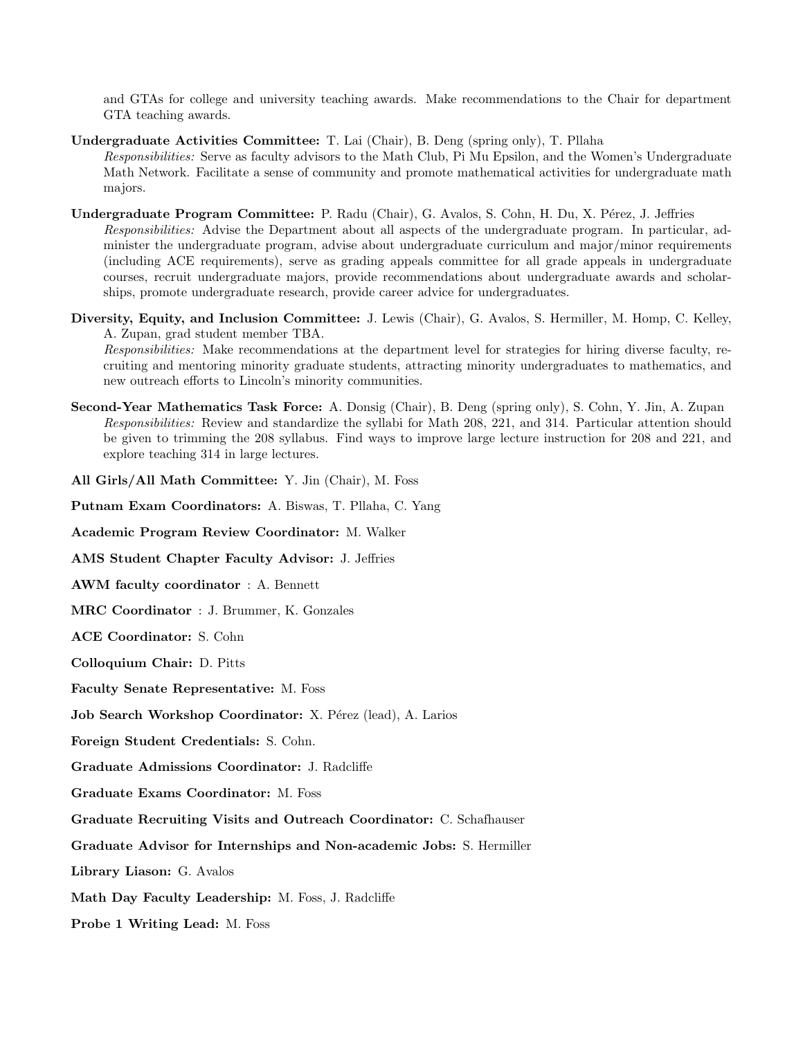and GTAs for college and university teaching awards. Make recommendations to the Chair for department GTA teaching awards.

**Undergraduate Activities Committee:** T. Lai (Chair), B. Deng (spring only), T. Pllaha
*Responsibilities:* Serve as faculty advisors to the Math Club, Pi Mu Epsilon, and the Women's Undergraduate Math Network. Facilitate a sense of community and promote mathematical activities for undergraduate math majors.

**Undergraduate Program Committee:** P. Radu (Chair), G. Avalos, S. Cohn, H. Du, X. Pérez, J. Jeffries
*Responsibilities:* Advise the Department about all aspects of the undergraduate program. In particular, administer the undergraduate program, advise about undergraduate curriculum and major/minor requirements (including ACE requirements), serve as grading appeals committee for all grade appeals in undergraduate courses, recruit undergraduate majors, provide recommendations about undergraduate awards and scholarships, promote undergraduate research, provide career advice for undergraduates.

**Diversity, Equity, and Inclusion Committee:** J. Lewis (Chair), G. Avalos, S. Hermiller, M. Homp, C. Kelley, A. Zupan, grad student member TBA.
*Responsibilities:* Make recommendations at the department level for strategies for hiring diverse faculty, recruiting and mentoring minority graduate students, attracting minority undergraduates to mathematics, and new outreach efforts to Lincoln's minority communities.

**Second-Year Mathematics Task Force:** A. Donsig (Chair), B. Deng (spring only), S. Cohn, Y. Jin, A. Zupan
*Responsibilities:* Review and standardize the syllabi for Math 208, 221, and 314. Particular attention should be given to trimming the 208 syllabus. Find ways to improve large lecture instruction for 208 and 221, and explore teaching 314 in large lectures.

**All Girls/All Math Committee:** Y. Jin (Chair), M. Foss

**Putnam Exam Coordinators:** A. Biswas, T. Pllaha, C. Yang

**Academic Program Review Coordinator:** M. Walker

**AMS Student Chapter Faculty Advisor:** J. Jeffries

**AWM faculty coordinator** : A. Bennett

**MRC Coordinator** : J. Brummer, K. Gonzales

**ACE Coordinator:** S. Cohn

**Colloquium Chair:** D. Pitts

**Faculty Senate Representative:** M. Foss

**Job Search Workshop Coordinator:** X. Pérez (lead), A. Larios

**Foreign Student Credentials:** S. Cohn.

**Graduate Admissions Coordinator:** J. Radcliffe

**Graduate Exams Coordinator:** M. Foss

**Graduate Recruiting Visits and Outreach Coordinator:** C. Schafhauser

**Graduate Advisor for Internships and Non-academic Jobs:** S. Hermiller

**Library Liason:** G. Avalos

**Math Day Faculty Leadership:** M. Foss, J. Radcliffe

**Probe 1 Writing Lead:** M. Foss